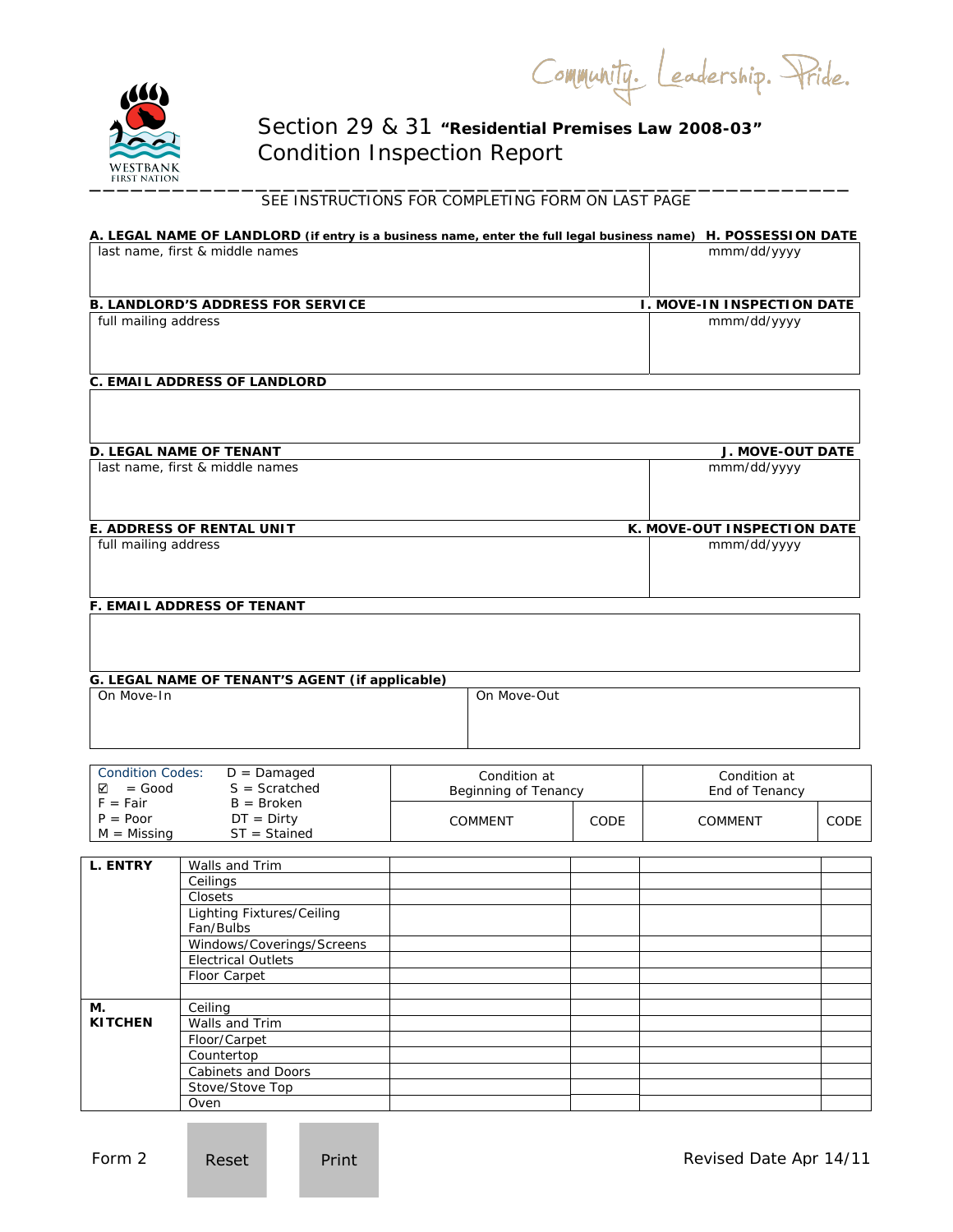Community. Leadership. Pride.

WESTBANK FIRST NATION

# Section 29 & 31 **"Residential Premises Law 2008-03"** Condition Inspection Report

SEE INSTRUCTIONS FOR COMPLETING FORM ON LAST PAGE

| **A. LEGAL NAME OF LANDLORD** (if entry is a business name, enter the full legal business name) | **H. POSSESSION DATE** |
|---|---|
| last name, first & middle names | mmm/dd/yyyy |

| **B. LANDLORD'S ADDRESS FOR SERVICE** | **I. MOVE-IN INSPECTION DATE** |
|---|---|
| full mailing address | mmm/dd/yyyy |

**C. EMAIL ADDRESS OF LANDLORD**

| **D. LEGAL NAME OF TENANT** | **J. MOVE-OUT DATE** |
|---|---|
| last name, first & middle names | mmm/dd/yyyy |

| **E. ADDRESS OF RENTAL UNIT** | **K. MOVE-OUT INSPECTION DATE** |
|---|---|
| full mailing address | mmm/dd/yyyy |

**F. EMAIL ADDRESS OF TENANT**

**G. LEGAL NAME OF TENANT'S AGENT (if applicable)**

| On Move-In | On Move-Out |
|---|---|
| | |

| Condition Codes: ☑ = Good, F = Fair, P = Poor, M = Missing, D = Damaged, S = Scratched, B = Broken, DT = Dirty, ST = Stained | | Condition at Beginning of Tenancy | | Condition at End of Tenancy | |
|---|---|---|---|---|---|
| | | COMMENT | CODE | COMMENT | CODE |
| **L. ENTRY** | Walls and Trim | | | | |
| | Ceilings | | | | |
| | Closets | | | | |
| | Lighting Fixtures/Ceiling Fan/Bulbs | | | | |
| | Windows/Coverings/Screens | | | | |
| | Electrical Outlets | | | | |
| | Floor Carpet | | | | |
| | | | | | |
| **M. KITCHEN** | Ceiling | | | | |
| | Walls and Trim | | | | |
| | Floor/Carpet | | | | |
| | Countertop | | | | |
| | Cabinets and Doors | | | | |
| | Stove/Stove Top | | | | |
| | Oven | | | | |

Form 2 Reset Print Revised Date Apr 14/11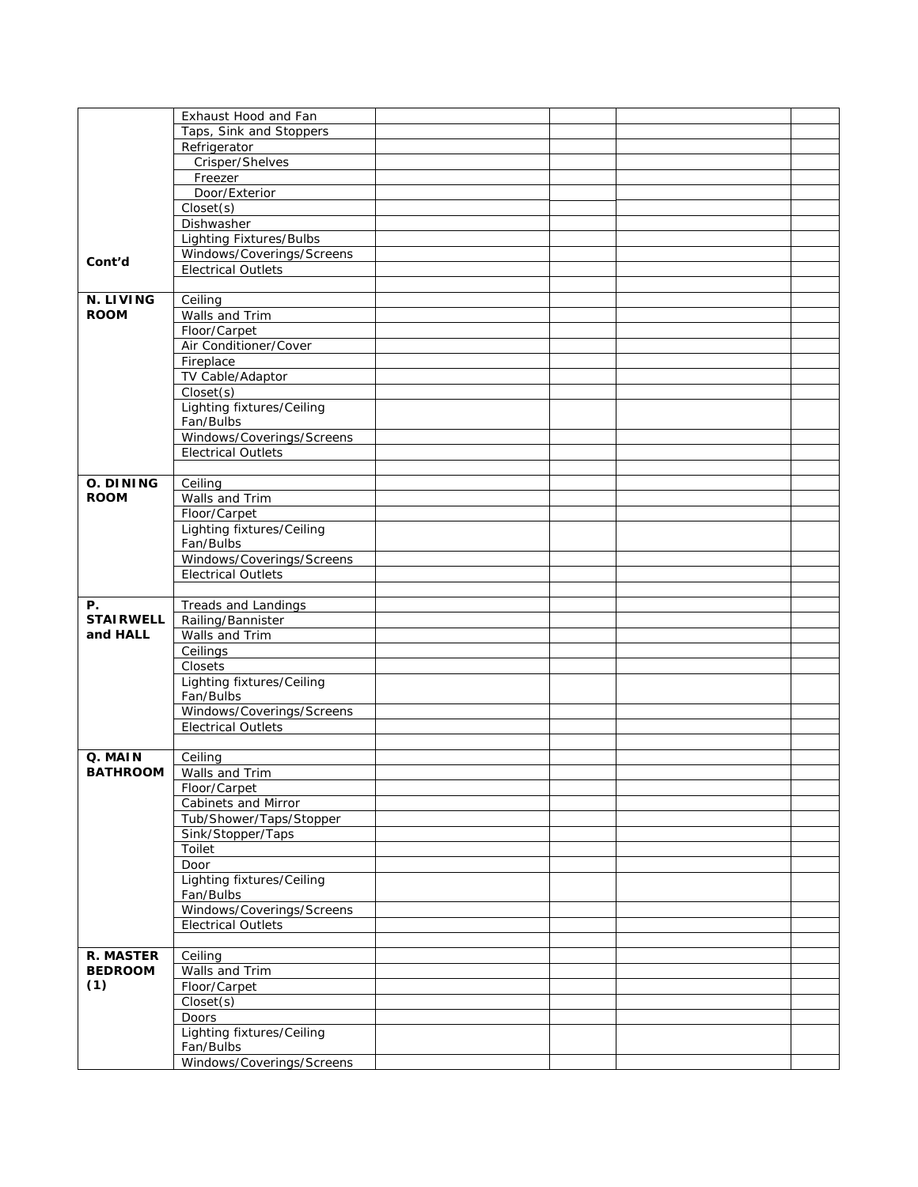|  |  |  |  |  |  |
|---|---|---|---|---|---|
| Cont'd | Exhaust Hood and Fan |  |  |  |  |
|  | Taps, Sink and Stoppers |  |  |  |  |
|  | Refrigerator |  |  |  |  |
|  | Crisper/Shelves |  |  |  |  |
|  | Freezer |  |  |  |  |
|  | Door/Exterior |  |  |  |  |
|  | Closet(s) |  |  |  |  |
|  | Dishwasher |  |  |  |  |
|  | Lighting Fixtures/Bulbs |  |  |  |  |
|  | Windows/Coverings/Screens |  |  |  |  |
|  | Electrical Outlets |  |  |  |  |
|  |  |  |  |  |  |
| **N. LIVING ROOM** | Ceiling |  |  |  |  |
|  | Walls and Trim |  |  |  |  |
|  | Floor/Carpet |  |  |  |  |
|  | Air Conditioner/Cover |  |  |  |  |
|  | Fireplace |  |  |  |  |
|  | TV Cable/Adaptor |  |  |  |  |
|  | Closet(s) |  |  |  |  |
|  | Lighting fixtures/Ceiling Fan/Bulbs |  |  |  |  |
|  | Windows/Coverings/Screens |  |  |  |  |
|  | Electrical Outlets |  |  |  |  |
|  |  |  |  |  |  |
| **O. DINING ROOM** | Ceiling |  |  |  |  |
|  | Walls and Trim |  |  |  |  |
|  | Floor/Carpet |  |  |  |  |
|  | Lighting fixtures/Ceiling Fan/Bulbs |  |  |  |  |
|  | Windows/Coverings/Screens |  |  |  |  |
|  | Electrical Outlets |  |  |  |  |
|  |  |  |  |  |  |
| **P. STAIRWELL and HALL** | Treads and Landings |  |  |  |  |
|  | Railing/Bannister |  |  |  |  |
|  | Walls and Trim |  |  |  |  |
|  | Ceilings |  |  |  |  |
|  | Closets |  |  |  |  |
|  | Lighting fixtures/Ceiling Fan/Bulbs |  |  |  |  |
|  | Windows/Coverings/Screens |  |  |  |  |
|  | Electrical Outlets |  |  |  |  |
|  |  |  |  |  |  |
| **Q. MAIN BATHROOM** | Ceiling |  |  |  |  |
|  | Walls and Trim |  |  |  |  |
|  | Floor/Carpet |  |  |  |  |
|  | Cabinets and Mirror |  |  |  |  |
|  | Tub/Shower/Taps/Stopper |  |  |  |  |
|  | Sink/Stopper/Taps |  |  |  |  |
|  | Toilet |  |  |  |  |
|  | Door |  |  |  |  |
|  | Lighting fixtures/Ceiling Fan/Bulbs |  |  |  |  |
|  | Windows/Coverings/Screens |  |  |  |  |
|  | Electrical Outlets |  |  |  |  |
|  |  |  |  |  |  |
| **R. MASTER BEDROOM (1)** | Ceiling |  |  |  |  |
|  | Walls and Trim |  |  |  |  |
|  | Floor/Carpet |  |  |  |  |
|  | Closet(s) |  |  |  |  |
|  | Doors |  |  |  |  |
|  | Lighting fixtures/Ceiling Fan/Bulbs |  |  |  |  |
|  | Windows/Coverings/Screens |  |  |  |  |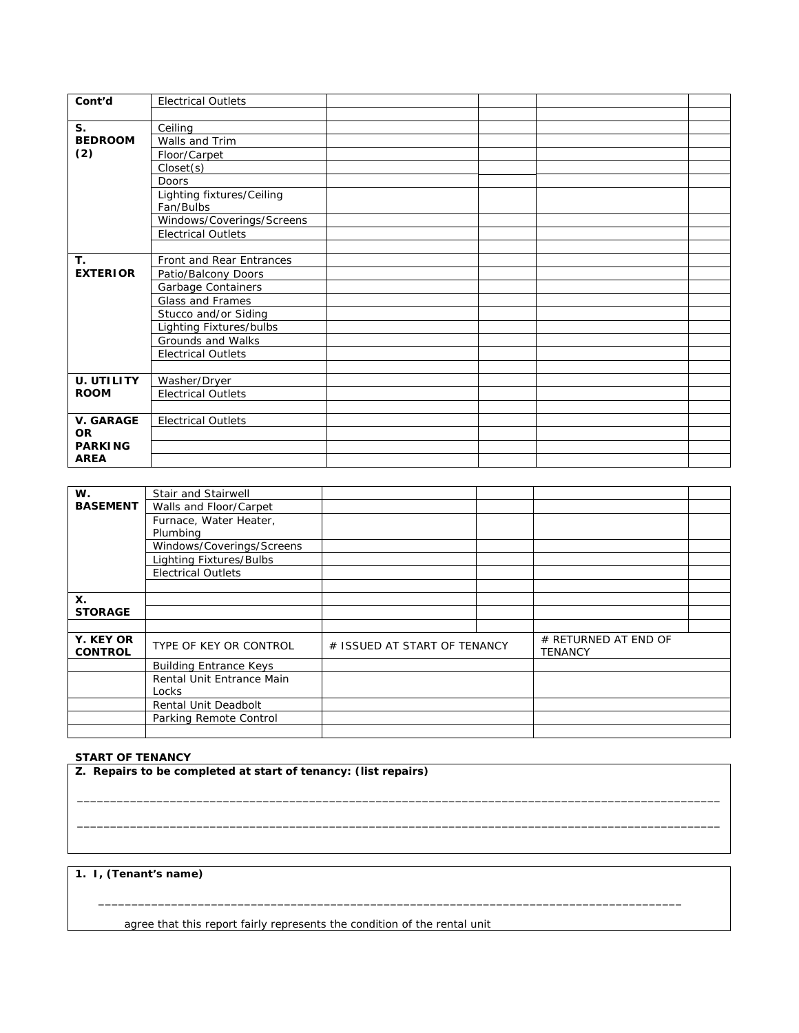| | | | | | |
|---|---|---|---|---|---|
| **Cont'd** | Electrical Outlets | | | | |
| | | | | | |
| **S. BEDROOM (2)** | Ceiling | | | | |
| | Walls and Trim | | | | |
| | Floor/Carpet | | | | |
| | Closet(s) | | | | |
| | Doors | | | | |
| | Lighting fixtures/Ceiling Fan/Bulbs | | | | |
| | Windows/Coverings/Screens | | | | |
| | Electrical Outlets | | | | |
| | | | | | |
| **T. EXTERIOR** | Front and Rear Entrances | | | | |
| | Patio/Balcony Doors | | | | |
| | Garbage Containers | | | | |
| | Glass and Frames | | | | |
| | Stucco and/or Siding | | | | |
| | Lighting Fixtures/bulbs | | | | |
| | Grounds and Walks | | | | |
| | Electrical Outlets | | | | |
| | | | | | |
| **U. UTILITY ROOM** | Washer/Dryer | | | | |
| | Electrical Outlets | | | | |
| | | | | | |
| **V. GARAGE OR PARKING AREA** | Electrical Outlets | | | | |
| | | | | | |
| | | | | | |
| | | | | | |

| | | | | | |
|---|---|---|---|---|---|
| **W. BASEMENT** | Stair and Stairwell | | | | |
| | Walls and Floor/Carpet | | | | |
| | Furnace, Water Heater, Plumbing | | | | |
| | Windows/Coverings/Screens | | | | |
| | Lighting Fixtures/Bulbs | | | | |
| | Electrical Outlets | | | | |
| | | | | | |
| **X. STORAGE** | | | | | |
| | | | | | |
| | | | | | |

| **Y. KEY OR CONTROL** | TYPE OF KEY OR CONTROL | # ISSUED AT START OF TENANCY | # RETURNED AT END OF TENANCY |
|---|---|---|---|
| | Building Entrance Keys | | |
| | Rental Unit Entrance Main Locks | | |
| | Rental Unit Deadbolt | | |
| | Parking Remote Control | | |
| | | | |

**START OF TENANCY**

**Z. Repairs to be completed at start of tenancy: (list repairs)**

_______________________________________________________________________________________________

_______________________________________________________________________________________________

**1. I, (Tenant's name)**

_______________________________________________________________________________________

agree that this report fairly represents the condition of the rental unit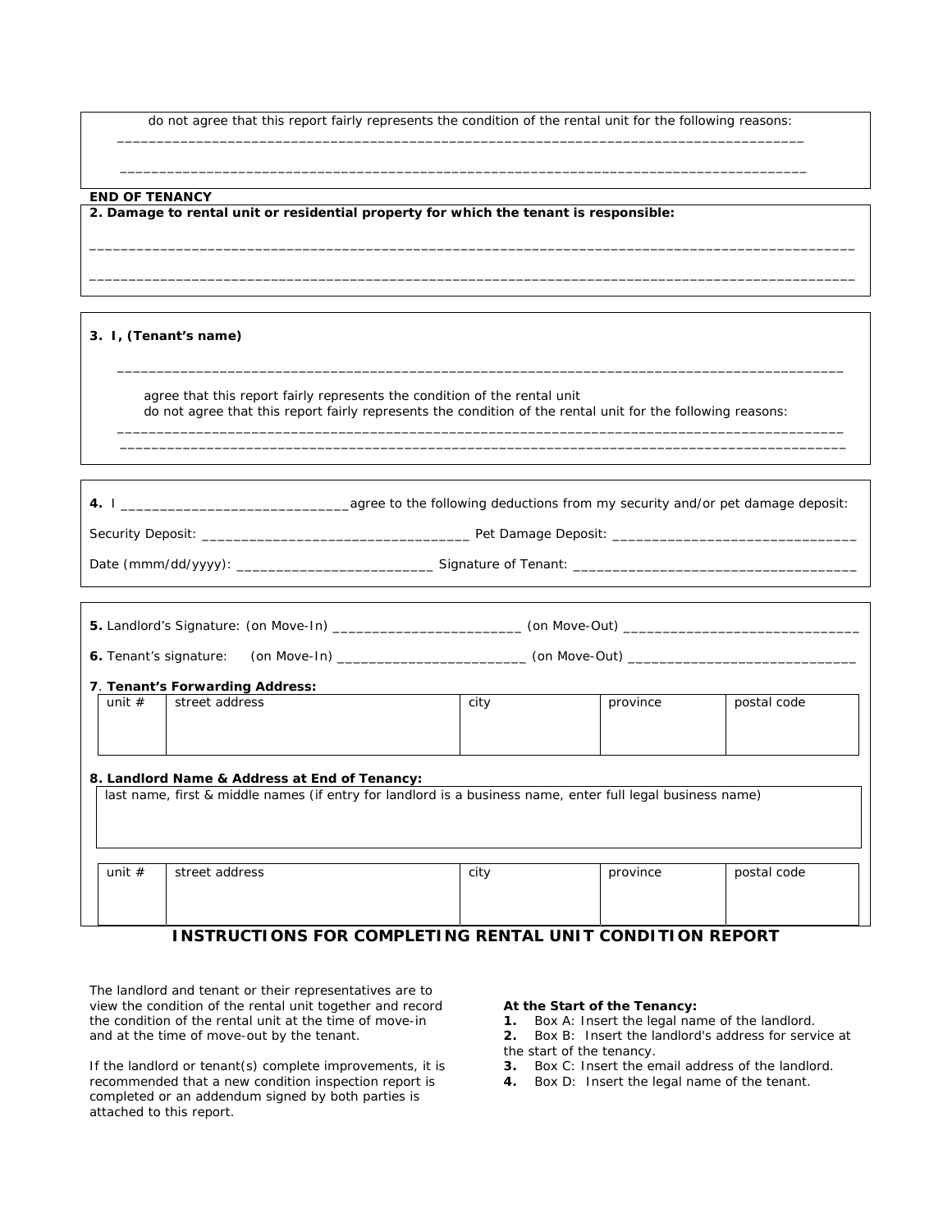do not agree that this report fairly represents the condition of the rental unit for the following reasons:

______________________________________________________________________________________

______________________________________________________________________________________

**END OF TENANCY**

**2. Damage to rental unit or residential property for which the tenant is responsible:**

______________________________________________________________________________________

______________________________________________________________________________________

**3. I, (Tenant's name)**

______________________________________________________________________________________

agree that this report fairly represents the condition of the rental unit
do not agree that this report fairly represents the condition of the rental unit for the following reasons:

______________________________________________________________________________________

______________________________________________________________________________________

**4.** I ____________________________agree to the following deductions from my security and/or pet damage deposit:

Security Deposit: _________________________________ Pet Damage Deposit: _______________________________

Date (mmm/dd/yyyy): _________________________ Signature of Tenant: ____________________________________

**5.** Landlord's Signature: (on Move-In) ________________________ (on Move-Out) ______________________________

**6.** Tenant's signature: (on Move-In) ________________________ (on Move-Out) ______________________________

**7. Tenant's Forwarding Address:**

| unit # | street address | city | province | postal code |
|---|---|---|---|---|
| | | | | |

**8. Landlord Name & Address at End of Tenancy:**

| last name, first & middle names (if entry for landlord is a business name, enter full legal business name) |
|---|
| |

| unit # | street address | city | province | postal code |
|---|---|---|---|---|
| | | | | |

## INSTRUCTIONS FOR COMPLETING RENTAL UNIT CONDITION REPORT

The landlord and tenant or their representatives are to view the condition of the rental unit together and record the condition of the rental unit at the time of move-in and at the time of move-out by the tenant.

If the landlord or tenant(s) complete improvements, it is recommended that a new condition inspection report is completed or an addendum signed by both parties is attached to this report.

**At the Start of the Tenancy:**

1. Box A: Insert the legal name of the landlord.
2. Box B: Insert the landlord's address for service at the start of the tenancy.
3. Box C: Insert the email address of the landlord.
4. Box D: Insert the legal name of the tenant.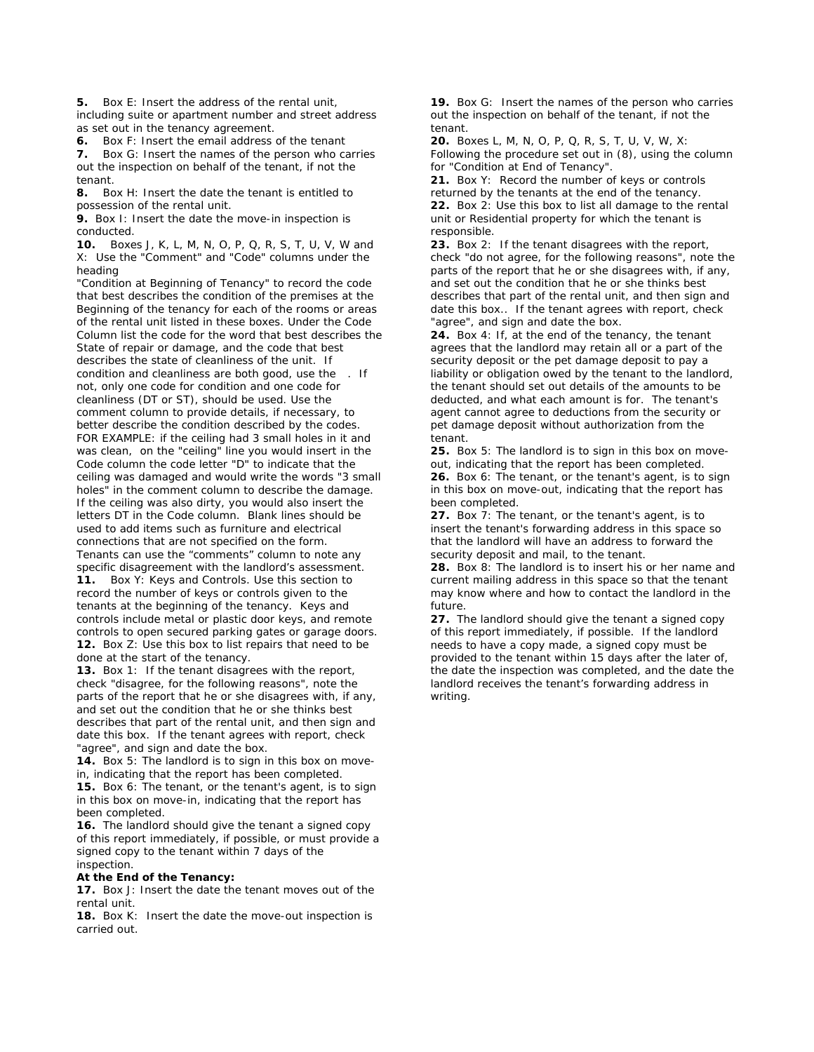**5.** Box E: Insert the address of the rental unit, including suite or apartment number and street address as set out in the tenancy agreement.

**6.** Box F: Insert the email address of the tenant

**7.** Box G: Insert the names of the person who carries out the inspection on behalf of the tenant, if not the tenant.

**8.** Box H: Insert the date the tenant is entitled to possession of the rental unit.

**9.** Box I: Insert the date the move-in inspection is conducted.

**10.** Boxes J, K, L, M, N, O, P, Q, R, S, T, U, V, W and X: Use the "Comment" and "Code" columns under the heading "Condition at Beginning of Tenancy" to record the code that best describes the condition of the premises at the Beginning of the tenancy for each of the rooms or areas of the rental unit listed in these boxes. Under the Code Column list the code for the word that best describes the State of repair or damage, and the code that best describes the state of cleanliness of the unit. If condition and cleanliness are both good, use the . If not, only one code for condition and one code for cleanliness (DT or ST), should be used. Use the comment column to provide details, if necessary, to better describe the condition described by the codes. FOR EXAMPLE: if the ceiling had 3 small holes in it and was clean, on the "ceiling" line you would insert in the Code column the code letter "D" to indicate that the ceiling was damaged and would write the words "3 small holes" in the comment column to describe the damage. If the ceiling was also dirty, you would also insert the letters DT in the Code column. Blank lines should be used to add items such as furniture and electrical connections that are not specified on the form. Tenants can use the "comments" column to note any specific disagreement with the landlord's assessment.

**11.** Box Y: Keys and Controls. Use this section to record the number of keys or controls given to the tenants at the beginning of the tenancy. Keys and controls include metal or plastic door keys, and remote controls to open secured parking gates or garage doors.

**12.** Box Z: Use this box to list repairs that need to be done at the start of the tenancy.

**13.** Box 1: If the tenant disagrees with the report, check "disagree, for the following reasons", note the parts of the report that he or she disagrees with, if any, and set out the condition that he or she thinks best describes that part of the rental unit, and then sign and date this box. If the tenant agrees with report, check "agree", and sign and date the box.

**14.** Box 5: The landlord is to sign in this box on move-in, indicating that the report has been completed.

**15.** Box 6: The tenant, or the tenant's agent, is to sign in this box on move-in, indicating that the report has been completed.

**16.** The landlord should give the tenant a signed copy of this report immediately, if possible, or must provide a signed copy to the tenant within 7 days of the inspection.

**At the End of the Tenancy:**

**17.** Box J: Insert the date the tenant moves out of the rental unit.

**18.** Box K: Insert the date the move-out inspection is carried out.

**19.** Box G: Insert the names of the person who carries out the inspection on behalf of the tenant, if not the tenant.

**20.** Boxes L, M, N, O, P, Q, R, S, T, U, V, W, X: Following the procedure set out in (8), using the column for "Condition at End of Tenancy".

**21.** Box Y: Record the number of keys or controls returned by the tenants at the end of the tenancy.

**22.** Box 2: Use this box to list all damage to the rental unit or Residential property for which the tenant is responsible.

**23.** Box 2: If the tenant disagrees with the report, check "do not agree, for the following reasons", note the parts of the report that he or she disagrees with, if any, and set out the condition that he or she thinks best describes that part of the rental unit, and then sign and date this box.. If the tenant agrees with report, check "agree", and sign and date the box.

**24.** Box 4: If, at the end of the tenancy, the tenant agrees that the landlord may retain all or a part of the security deposit or the pet damage deposit to pay a liability or obligation owed by the tenant to the landlord, the tenant should set out details of the amounts to be deducted, and what each amount is for. The tenant's agent cannot agree to deductions from the security or pet damage deposit without authorization from the tenant.

**25.** Box 5: The landlord is to sign in this box on move-out, indicating that the report has been completed.

**26.** Box 6: The tenant, or the tenant's agent, is to sign in this box on move-out, indicating that the report has been completed.

**27.** Box 7: The tenant, or the tenant's agent, is to insert the tenant's forwarding address in this space so that the landlord will have an address to forward the security deposit and mail, to the tenant.

**28.** Box 8: The landlord is to insert his or her name and current mailing address in this space so that the tenant may know where and how to contact the landlord in the future.

**27.** The landlord should give the tenant a signed copy of this report immediately, if possible. If the landlord needs to have a copy made, a signed copy must be provided to the tenant within 15 days after the later of, the date the inspection was completed, and the date the landlord receives the tenant's forwarding address in writing.